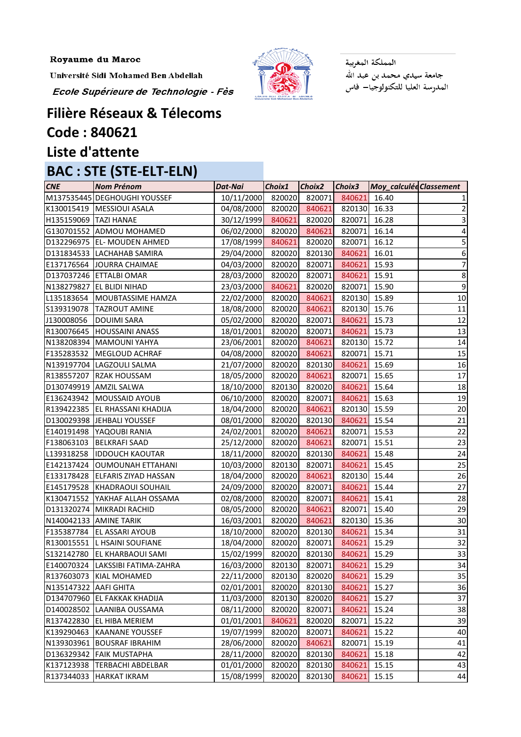Royaume du Maroc

Université Sidi Mohamed Ben Abdellah

*Ecole Supérieure de Technologie - Fès*

المملكة المغربية
جامعة سيدي محمد بن عبد الله
المدرسة العليا للتكنولوجيا– فاس

# Filière Réseaux & Télecoms

## Code : 840621

## Liste d'attente

## BAC : STE (STE-ELT-ELN)

| CNE | Nom Prénom | Dat-Nai | Choix1 | Choix2 | Choix3 | Moy_calculée | Classement |
|---|---|---|---|---|---|---|---|
| M137535445 | DEGHOUGHI YOUSSEF | 10/11/2000 | 820020 | 820071 | 840621 | 16.40 | 1 |
| K130015419 | MESSIOUI ASALA | 04/08/2000 | 820020 | 840621 | 820130 | 16.33 | 2 |
| H135159069 | TAZI HANAE | 30/12/1999 | 840621 | 820020 | 820071 | 16.28 | 3 |
| G130701552 | ADMOU MOHAMED | 06/02/2000 | 820020 | 840621 | 820071 | 16.14 | 4 |
| D132296975 | EL- MOUDEN AHMED | 17/08/1999 | 840621 | 820020 | 820071 | 16.12 | 5 |
| D131834533 | LACHAHAB SAMIRA | 29/04/2000 | 820020 | 820130 | 840621 | 16.01 | 6 |
| E137176564 | JOURRA CHAIMAE | 04/03/2000 | 820020 | 820071 | 840621 | 15.93 | 7 |
| D137037246 | ETTALBI OMAR | 28/03/2000 | 820020 | 820071 | 840621 | 15.91 | 8 |
| N138279827 | EL BLIDI NIHAD | 23/03/2000 | 840621 | 820020 | 820071 | 15.90 | 9 |
| L135183654 | MOUBTASSIME HAMZA | 22/02/2000 | 820020 | 840621 | 820130 | 15.89 | 10 |
| S139319078 | TAZROUT AMINE | 18/08/2000 | 820020 | 840621 | 820130 | 15.76 | 11 |
| J130008056 | DOUIMI SARA | 05/02/2000 | 820020 | 820071 | 840621 | 15.73 | 12 |
| R130076645 | HOUSSAINI ANASS | 18/01/2001 | 820020 | 820071 | 840621 | 15.73 | 13 |
| N138208394 | MAMOUNI YAHYA | 23/06/2001 | 820020 | 840621 | 820130 | 15.72 | 14 |
| F135283532 | MEGLOUD ACHRAF | 04/08/2000 | 820020 | 840621 | 820071 | 15.71 | 15 |
| N139197704 | LAGZOULI SALMA | 21/07/2000 | 820020 | 820130 | 840621 | 15.69 | 16 |
| R138557207 | RZAK HOUSSAM | 18/05/2000 | 820020 | 840621 | 820071 | 15.65 | 17 |
| D130749919 | AMZIL SALWA | 18/10/2000 | 820130 | 820020 | 840621 | 15.64 | 18 |
| E136243942 | MOUSSAID AYOUB | 06/10/2000 | 820020 | 820071 | 840621 | 15.63 | 19 |
| R139422385 | EL RHASSANI KHADIJA | 18/04/2000 | 820020 | 840621 | 820130 | 15.59 | 20 |
| D130029398 | JEHBALI YOUSSEF | 08/01/2000 | 820020 | 820130 | 840621 | 15.54 | 21 |
| E140191498 | YAQOUBI RANIA | 24/02/2001 | 820020 | 840621 | 820071 | 15.53 | 22 |
| F138063103 | BELKRAFI SAAD | 25/12/2000 | 820020 | 840621 | 820071 | 15.51 | 23 |
| L139318258 | IDDOUCH KAOUTAR | 18/11/2000 | 820020 | 820130 | 840621 | 15.48 | 24 |
| E142137424 | OUMOUNAH ETTAHANI | 10/03/2000 | 820130 | 820071 | 840621 | 15.45 | 25 |
| E133178428 | ELFARIS ZIYAD HASSAN | 18/04/2000 | 820020 | 840621 | 820130 | 15.44 | 26 |
| E145179528 | KHADRAOUI SOUHAIL | 24/09/2000 | 820020 | 820071 | 840621 | 15.44 | 27 |
| K130471552 | YAKHAF ALLAH OSSAMA | 02/08/2000 | 820020 | 820071 | 840621 | 15.41 | 28 |
| D131320274 | MIKRADI RACHID | 08/05/2000 | 820020 | 840621 | 820071 | 15.40 | 29 |
| N140042133 | AMINE TARIK | 16/03/2001 | 820020 | 840621 | 820130 | 15.36 | 30 |
| F135387784 | EL ASSARI AYOUB | 18/10/2000 | 820020 | 820130 | 840621 | 15.34 | 31 |
| R130015551 | L HSAINI SOUFIANE | 18/04/2000 | 820020 | 820071 | 840621 | 15.29 | 32 |
| S132142780 | EL KHARBAOUI SAMI | 15/02/1999 | 820020 | 820130 | 840621 | 15.29 | 33 |
| E140070324 | LAKSSIBI FATIMA-ZAHRA | 16/03/2000 | 820130 | 820071 | 840621 | 15.29 | 34 |
| R137603073 | KIAL MOHAMED | 22/11/2000 | 820130 | 820020 | 840621 | 15.29 | 35 |
| N135147322 | AAFI GHITA | 02/01/2001 | 820020 | 820130 | 840621 | 15.27 | 36 |
| D134707960 | EL FAKKAK KHADIJA | 11/03/2000 | 820130 | 820020 | 840621 | 15.27 | 37 |
| D140028502 | LAANIBA OUSSAMA | 08/11/2000 | 820020 | 820071 | 840621 | 15.24 | 38 |
| R137422830 | EL HIBA MERIEM | 01/01/2001 | 840621 | 820020 | 820071 | 15.22 | 39 |
| K139290463 | KAANANE YOUSSEF | 19/07/1999 | 820020 | 820071 | 840621 | 15.22 | 40 |
| N139303961 | BOUSRAF IBRAHIM | 28/06/2000 | 820020 | 840621 | 820071 | 15.19 | 41 |
| D136329342 | FAIK MUSTAPHA | 28/11/2000 | 820020 | 820130 | 840621 | 15.18 | 42 |
| K137123938 | TERBACHI ABDELBAR | 01/01/2000 | 820020 | 820130 | 840621 | 15.15 | 43 |
| R137344033 | HARKAT IKRAM | 15/08/1999 | 820020 | 820130 | 840621 | 15.15 | 44 |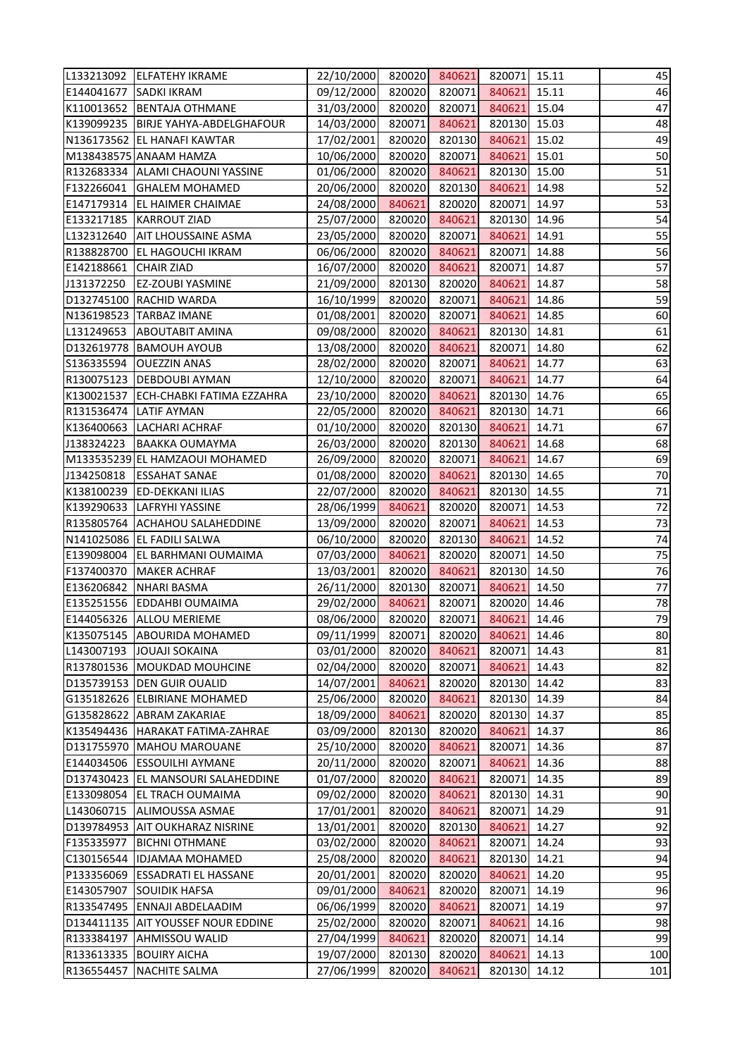| | | | | | | | |
|---|---|---|---|---|---|---|---|
| L133213092 | ELFATEHY IKRAME | 22/10/2000 | 820020 | 840621 | 820071 | 15.11 | 45 |
| E144041677 | SADKI IKRAM | 09/12/2000 | 820020 | 820071 | 840621 | 15.11 | 46 |
| K110013652 | BENTAJA OTHMANE | 31/03/2000 | 820020 | 820071 | 840621 | 15.04 | 47 |
| K139099235 | BIRJE YAHYA-ABDELGHAFOUR | 14/03/2000 | 820071 | 840621 | 820130 | 15.03 | 48 |
| N136173562 | EL HANAFI KAWTAR | 17/02/2001 | 820020 | 820130 | 840621 | 15.02 | 49 |
| M138438575 | ANAAM HAMZA | 10/06/2000 | 820020 | 820071 | 840621 | 15.01 | 50 |
| R132683334 | ALAMI CHAOUNI YASSINE | 01/06/2000 | 820020 | 840621 | 820130 | 15.00 | 51 |
| F132266041 | GHALEM MOHAMED | 20/06/2000 | 820020 | 820130 | 840621 | 14.98 | 52 |
| E147179314 | EL HAIMER CHAIMAE | 24/08/2000 | 840621 | 820020 | 820071 | 14.97 | 53 |
| E133217185 | KARROUT ZIAD | 25/07/2000 | 820020 | 840621 | 820130 | 14.96 | 54 |
| L132312640 | AIT LHOUSSAINE ASMA | 23/05/2000 | 820020 | 820071 | 840621 | 14.91 | 55 |
| R138828700 | EL HAGOUCHI IKRAM | 06/06/2000 | 820020 | 840621 | 820071 | 14.88 | 56 |
| E142188661 | CHAIR ZIAD | 16/07/2000 | 820020 | 840621 | 820071 | 14.87 | 57 |
| J131372250 | EZ-ZOUBI YASMINE | 21/09/2000 | 820130 | 820020 | 840621 | 14.87 | 58 |
| D132745100 | RACHID WARDA | 16/10/1999 | 820020 | 820071 | 840621 | 14.86 | 59 |
| N136198523 | TARBAZ IMANE | 01/08/2001 | 820020 | 820071 | 840621 | 14.85 | 60 |
| L131249653 | ABOUTABIT AMINA | 09/08/2000 | 820020 | 840621 | 820130 | 14.81 | 61 |
| D132619778 | BAMOUH AYOUB | 13/08/2000 | 820020 | 840621 | 820071 | 14.80 | 62 |
| S136335594 | OUEZZIN ANAS | 28/02/2000 | 820020 | 820071 | 840621 | 14.77 | 63 |
| R130075123 | DEBDOUBI AYMAN | 12/10/2000 | 820020 | 820071 | 840621 | 14.77 | 64 |
| K130021537 | ECH-CHABKI FATIMA EZZAHRA | 23/10/2000 | 820020 | 840621 | 820130 | 14.76 | 65 |
| R131536474 | LATIF AYMAN | 22/05/2000 | 820020 | 840621 | 820130 | 14.71 | 66 |
| K136400663 | LACHARI ACHRAF | 01/10/2000 | 820020 | 820130 | 840621 | 14.71 | 67 |
| J138324223 | BAAKKA OUMAYMA | 26/03/2000 | 820020 | 820130 | 840621 | 14.68 | 68 |
| M133535239 | EL HAMZAOUI MOHAMED | 26/09/2000 | 820020 | 820071 | 840621 | 14.67 | 69 |
| J134250818 | ESSAHAT SANAE | 01/08/2000 | 820020 | 840621 | 820130 | 14.65 | 70 |
| K138100239 | ED-DEKKANI ILIAS | 22/07/2000 | 820020 | 840621 | 820130 | 14.55 | 71 |
| K139290633 | LAFRYHI YASSINE | 28/06/1999 | 840621 | 820020 | 820071 | 14.53 | 72 |
| R135805764 | ACHAHOU SALAHEDDINE | 13/09/2000 | 820020 | 820071 | 840621 | 14.53 | 73 |
| N141025086 | EL FADILI SALWA | 06/10/2000 | 820020 | 820130 | 840621 | 14.52 | 74 |
| E139098004 | EL BARHMANI OUMAIMA | 07/03/2000 | 840621 | 820020 | 820071 | 14.50 | 75 |
| F137400370 | MAKER ACHRAF | 13/03/2001 | 820020 | 840621 | 820130 | 14.50 | 76 |
| E136206842 | NHARI BASMA | 26/11/2000 | 820130 | 820071 | 840621 | 14.50 | 77 |
| E135251556 | EDDAHBI OUMAIMA | 29/02/2000 | 840621 | 820071 | 820020 | 14.46 | 78 |
| E144056326 | ALLOU MERIEME | 08/06/2000 | 820020 | 820071 | 840621 | 14.46 | 79 |
| K135075145 | ABOURIDA MOHAMED | 09/11/1999 | 820071 | 820020 | 840621 | 14.46 | 80 |
| L143007193 | JOUAJI SOKAINA | 03/01/2000 | 820020 | 840621 | 820071 | 14.43 | 81 |
| R137801536 | MOUKDAD MOUHCINE | 02/04/2000 | 820020 | 820071 | 840621 | 14.43 | 82 |
| D135739153 | DEN GUIR OUALID | 14/07/2001 | 840621 | 820020 | 820130 | 14.42 | 83 |
| G135182626 | ELBIRIANE MOHAMED | 25/06/2000 | 820020 | 840621 | 820130 | 14.39 | 84 |
| G135828622 | ABRAM ZAKARIAE | 18/09/2000 | 840621 | 820020 | 820130 | 14.37 | 85 |
| K135494436 | HARAKAT FATIMA-ZAHRAE | 03/09/2000 | 820130 | 820020 | 840621 | 14.37 | 86 |
| D131755970 | MAHOU MAROUANE | 25/10/2000 | 820020 | 840621 | 820071 | 14.36 | 87 |
| E144034506 | ESSOUILHI AYMANE | 20/11/2000 | 820020 | 820071 | 840621 | 14.36 | 88 |
| D137430423 | EL MANSOURI SALAHEDDINE | 01/07/2000 | 820020 | 840621 | 820071 | 14.35 | 89 |
| E133098054 | EL TRACH OUMAIMA | 09/02/2000 | 820020 | 840621 | 820130 | 14.31 | 90 |
| L143060715 | ALIMOUSSA ASMAE | 17/01/2001 | 820020 | 840621 | 820071 | 14.29 | 91 |
| D139784953 | AIT OUKHARAZ NISRINE | 13/01/2001 | 820020 | 820130 | 840621 | 14.27 | 92 |
| F135335977 | BICHNI OTHMANE | 03/02/2000 | 820020 | 840621 | 820071 | 14.24 | 93 |
| C130156544 | IDJAMAA MOHAMED | 25/08/2000 | 820020 | 840621 | 820130 | 14.21 | 94 |
| P133356069 | ESSADRATI EL HASSANE | 20/01/2001 | 820020 | 820020 | 840621 | 14.20 | 95 |
| E143057907 | SOUIDIK HAFSA | 09/01/2000 | 840621 | 820020 | 820071 | 14.19 | 96 |
| R133547495 | ENNAJI ABDELAADIM | 06/06/1999 | 820020 | 840621 | 820071 | 14.19 | 97 |
| D134411135 | AIT YOUSSEF NOUR EDDINE | 25/02/2000 | 820020 | 820071 | 840621 | 14.16 | 98 |
| R133384197 | AHMISSOU WALID | 27/04/1999 | 840621 | 820020 | 820071 | 14.14 | 99 |
| R133613335 | BOUIRY AICHA | 19/07/2000 | 820130 | 820020 | 840621 | 14.13 | 100 |
| R136554457 | NACHITE SALMA | 27/06/1999 | 820020 | 840621 | 820130 | 14.12 | 101 |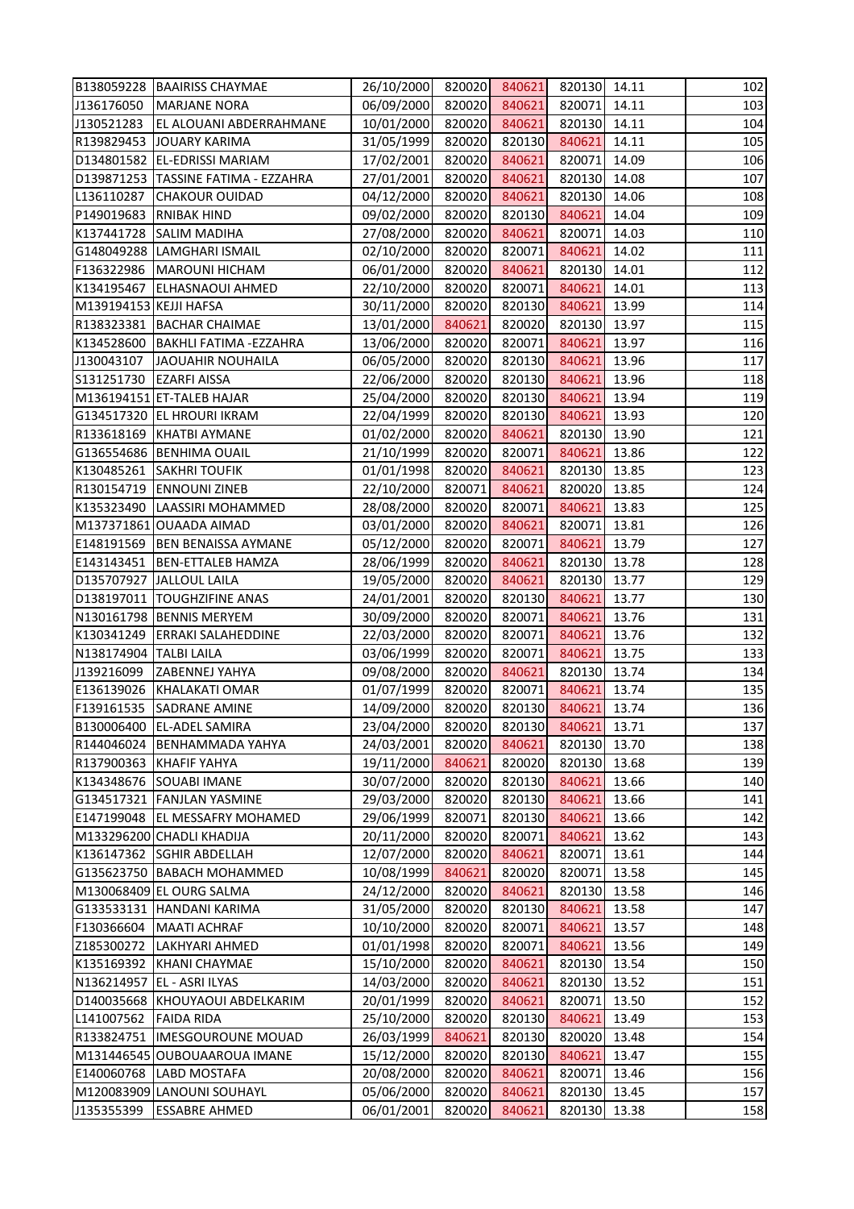| | | | | | | | |
|---|---|---|---|---|---|---|---|
| B138059228 | BAAIRISS CHAYMAE | 26/10/2000 | 820020 | 840621 | 820130 | 14.11 | 102 |
| J136176050 | MARJANE NORA | 06/09/2000 | 820020 | 840621 | 820071 | 14.11 | 103 |
| J130521283 | EL ALOUANI ABDERRAHMANE | 10/01/2000 | 820020 | 840621 | 820130 | 14.11 | 104 |
| R139829453 | JOUARY KARIMA | 31/05/1999 | 820020 | 820130 | 840621 | 14.11 | 105 |
| D134801582 | EL-EDRISSI MARIAM | 17/02/2001 | 820020 | 840621 | 820071 | 14.09 | 106 |
| D139871253 | TASSINE FATIMA - EZZAHRA | 27/01/2001 | 820020 | 840621 | 820130 | 14.08 | 107 |
| L136110287 | CHAKOUR OUIDAD | 04/12/2000 | 820020 | 840621 | 820130 | 14.06 | 108 |
| P149019683 | RNIBAK HIND | 09/02/2000 | 820020 | 820130 | 840621 | 14.04 | 109 |
| K137441728 | SALIM MADIHA | 27/08/2000 | 820020 | 840621 | 820071 | 14.03 | 110 |
| G148049288 | LAMGHARI ISMAIL | 02/10/2000 | 820020 | 820071 | 840621 | 14.02 | 111 |
| F136322986 | MAROUNI HICHAM | 06/01/2000 | 820020 | 840621 | 820130 | 14.01 | 112 |
| K134195467 | ELHASNAOUI AHMED | 22/10/2000 | 820020 | 820071 | 840621 | 14.01 | 113 |
| M139194153 | KEJJI HAFSA | 30/11/2000 | 820020 | 820130 | 840621 | 13.99 | 114 |
| R138323381 | BACHAR CHAIMAE | 13/01/2000 | 840621 | 820020 | 820130 | 13.97 | 115 |
| K134528600 | BAKHLI FATIMA -EZZAHRA | 13/06/2000 | 820020 | 820071 | 840621 | 13.97 | 116 |
| J130043107 | JAOUAHIR NOUHAILA | 06/05/2000 | 820020 | 820130 | 840621 | 13.96 | 117 |
| S131251730 | EZARFI AISSA | 22/06/2000 | 820020 | 820130 | 840621 | 13.96 | 118 |
| M136194151 | ET-TALEB HAJAR | 25/04/2000 | 820020 | 820130 | 840621 | 13.94 | 119 |
| G134517320 | EL HROURI IKRAM | 22/04/1999 | 820020 | 820130 | 840621 | 13.93 | 120 |
| R133618169 | KHATBI AYMANE | 01/02/2000 | 820020 | 840621 | 820130 | 13.90 | 121 |
| G136554686 | BENHIMA OUAIL | 21/10/1999 | 820020 | 820071 | 840621 | 13.86 | 122 |
| K130485261 | SAKHRI TOUFIK | 01/01/1998 | 820020 | 840621 | 820130 | 13.85 | 123 |
| R130154719 | ENNOUNI ZINEB | 22/10/2000 | 820071 | 840621 | 820020 | 13.85 | 124 |
| K135323490 | LAASSIRI MOHAMMED | 28/08/2000 | 820020 | 820071 | 840621 | 13.83 | 125 |
| M137371861 | OUAADA AIMAD | 03/01/2000 | 820020 | 840621 | 820071 | 13.81 | 126 |
| E148191569 | BEN BENAISSA AYMANE | 05/12/2000 | 820020 | 820071 | 840621 | 13.79 | 127 |
| E143143451 | BEN-ETTALEB HAMZA | 28/06/1999 | 820020 | 840621 | 820130 | 13.78 | 128 |
| D135707927 | JALLOUL LAILA | 19/05/2000 | 820020 | 840621 | 820130 | 13.77 | 129 |
| D138197011 | TOUGHZIFINE ANAS | 24/01/2001 | 820020 | 820130 | 840621 | 13.77 | 130 |
| N130161798 | BENNIS MERYEM | 30/09/2000 | 820020 | 820071 | 840621 | 13.76 | 131 |
| K130341249 | ERRAKI SALAHEDDINE | 22/03/2000 | 820020 | 820071 | 840621 | 13.76 | 132 |
| N138174904 | TALBI LAILA | 03/06/1999 | 820020 | 820071 | 840621 | 13.75 | 133 |
| J139216099 | ZABENNEJ YAHYA | 09/08/2000 | 820020 | 840621 | 820130 | 13.74 | 134 |
| E136139026 | KHALAKATI OMAR | 01/07/1999 | 820020 | 820071 | 840621 | 13.74 | 135 |
| F139161535 | SADRANE AMINE | 14/09/2000 | 820020 | 820130 | 840621 | 13.74 | 136 |
| B130006400 | EL-ADEL SAMIRA | 23/04/2000 | 820020 | 820130 | 840621 | 13.71 | 137 |
| R144046024 | BENHAMMADA YAHYA | 24/03/2001 | 820020 | 840621 | 820130 | 13.70 | 138 |
| R137900363 | KHAFIF YAHYA | 19/11/2000 | 840621 | 820020 | 820130 | 13.68 | 139 |
| K134348676 | SOUABI IMANE | 30/07/2000 | 820020 | 820130 | 840621 | 13.66 | 140 |
| G134517321 | FANJLAN YASMINE | 29/03/2000 | 820020 | 820130 | 840621 | 13.66 | 141 |
| E147199048 | EL MESSAFRY MOHAMED | 29/06/1999 | 820071 | 820130 | 840621 | 13.66 | 142 |
| M133296200 | CHADLI KHADIJA | 20/11/2000 | 820020 | 820071 | 840621 | 13.62 | 143 |
| K136147362 | SGHIR ABDELLAH | 12/07/2000 | 820020 | 840621 | 820071 | 13.61 | 144 |
| G135623750 | BABACH MOHAMMED | 10/08/1999 | 840621 | 820020 | 820071 | 13.58 | 145 |
| M130068409 | EL OURG SALMA | 24/12/2000 | 820020 | 840621 | 820130 | 13.58 | 146 |
| G133533131 | HANDANI KARIMA | 31/05/2000 | 820020 | 820130 | 840621 | 13.58 | 147 |
| F130366604 | MAATI ACHRAF | 10/10/2000 | 820020 | 820071 | 840621 | 13.57 | 148 |
| Z185300272 | LAKHYARI AHMED | 01/01/1998 | 820020 | 820071 | 840621 | 13.56 | 149 |
| K135169392 | KHANI CHAYMAE | 15/10/2000 | 820020 | 840621 | 820130 | 13.54 | 150 |
| N136214957 | EL - ASRI ILYAS | 14/03/2000 | 820020 | 840621 | 820130 | 13.52 | 151 |
| D140035668 | KHOUYAOUI ABDELKARIM | 20/01/1999 | 820020 | 840621 | 820071 | 13.50 | 152 |
| L141007562 | FAIDA RIDA | 25/10/2000 | 820020 | 820130 | 840621 | 13.49 | 153 |
| R133824751 | IMESGOUROUNE MOUAD | 26/03/1999 | 840621 | 820130 | 820020 | 13.48 | 154 |
| M131446545 | OUBOUAAROUA IMANE | 15/12/2000 | 820020 | 820130 | 840621 | 13.47 | 155 |
| E140060768 | LABD MOSTAFA | 20/08/2000 | 820020 | 840621 | 820071 | 13.46 | 156 |
| M120083909 | LANOUNI SOUHAYL | 05/06/2000 | 820020 | 840621 | 820130 | 13.45 | 157 |
| J135355399 | ESSABRE AHMED | 06/01/2001 | 820020 | 840621 | 820130 | 13.38 | 158 |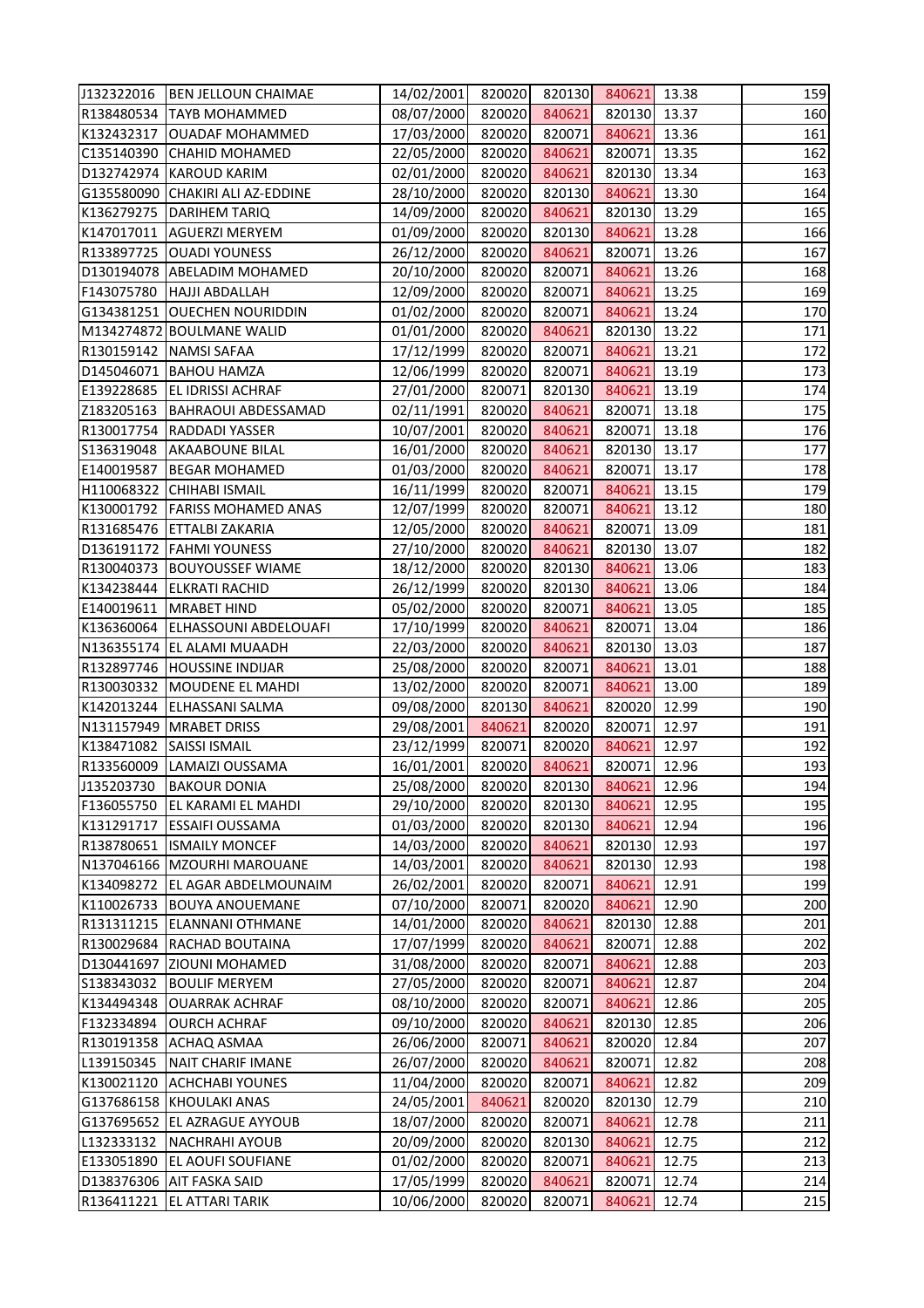| | | | | | | | |
|---|---|---|---|---|---|---|---|
| J132322016 | BEN JELLOUN CHAIMAE | 14/02/2001 | 820020 | 820130 | 840621 | 13.38 | 159 |
| R138480534 | TAYB MOHAMMED | 08/07/2000 | 820020 | 840621 | 820130 | 13.37 | 160 |
| K132432317 | OUADAF MOHAMMED | 17/03/2000 | 820020 | 820071 | 840621 | 13.36 | 161 |
| C135140390 | CHAHID MOHAMED | 22/05/2000 | 820020 | 840621 | 820071 | 13.35 | 162 |
| D132742974 | KAROUD KARIM | 02/01/2000 | 820020 | 840621 | 820130 | 13.34 | 163 |
| G135580090 | CHAKIRI ALI AZ-EDDINE | 28/10/2000 | 820020 | 820130 | 840621 | 13.30 | 164 |
| K136279275 | DARIHEM TARIQ | 14/09/2000 | 820020 | 840621 | 820130 | 13.29 | 165 |
| K147017011 | AGUERZI MERYEM | 01/09/2000 | 820020 | 820130 | 840621 | 13.28 | 166 |
| R133897725 | OUADI YOUNESS | 26/12/2000 | 820020 | 840621 | 820071 | 13.26 | 167 |
| D130194078 | ABELADIM MOHAMED | 20/10/2000 | 820020 | 820071 | 840621 | 13.26 | 168 |
| F143075780 | HAJJI ABDALLAH | 12/09/2000 | 820020 | 820071 | 840621 | 13.25 | 169 |
| G134381251 | OUECHEN NOURIDDIN | 01/02/2000 | 820020 | 820071 | 840621 | 13.24 | 170 |
| M134274872 | BOULMANE WALID | 01/01/2000 | 820020 | 840621 | 820130 | 13.22 | 171 |
| R130159142 | NAMSI SAFAA | 17/12/1999 | 820020 | 820071 | 840621 | 13.21 | 172 |
| D145046071 | BAHOU HAMZA | 12/06/1999 | 820020 | 820071 | 840621 | 13.19 | 173 |
| E139228685 | EL IDRISSI ACHRAF | 27/01/2000 | 820071 | 820130 | 840621 | 13.19 | 174 |
| Z183205163 | BAHRAOUI ABDESSAMAD | 02/11/1991 | 820020 | 840621 | 820071 | 13.18 | 175 |
| R130017754 | RADDADI YASSER | 10/07/2001 | 820020 | 840621 | 820071 | 13.18 | 176 |
| S136319048 | AKAABOUNE BILAL | 16/01/2000 | 820020 | 840621 | 820130 | 13.17 | 177 |
| E140019587 | BEGAR MOHAMED | 01/03/2000 | 820020 | 840621 | 820071 | 13.17 | 178 |
| H110068322 | CHIHABI ISMAIL | 16/11/1999 | 820020 | 820071 | 840621 | 13.15 | 179 |
| K130001792 | FARISS MOHAMED ANAS | 12/07/1999 | 820020 | 820071 | 840621 | 13.12 | 180 |
| R131685476 | ETTALBI ZAKARIA | 12/05/2000 | 820020 | 840621 | 820071 | 13.09 | 181 |
| D136191172 | FAHMI YOUNESS | 27/10/2000 | 820020 | 840621 | 820130 | 13.07 | 182 |
| R130040373 | BOUYOUSSEF WIAME | 18/12/2000 | 820020 | 820130 | 840621 | 13.06 | 183 |
| K134238444 | ELKRATI RACHID | 26/12/1999 | 820020 | 820130 | 840621 | 13.06 | 184 |
| E140019611 | MRABET HIND | 05/02/2000 | 820020 | 820071 | 840621 | 13.05 | 185 |
| K136360064 | ELHASSOUNI ABDELOUAFI | 17/10/1999 | 820020 | 840621 | 820071 | 13.04 | 186 |
| N136355174 | EL ALAMI MUAADH | 22/03/2000 | 820020 | 840621 | 820130 | 13.03 | 187 |
| R132897746 | HOUSSINE INDIJAR | 25/08/2000 | 820020 | 820071 | 840621 | 13.01 | 188 |
| R130030332 | MOUDENE EL MAHDI | 13/02/2000 | 820020 | 820071 | 840621 | 13.00 | 189 |
| K142013244 | ELHASSANI SALMA | 09/08/2000 | 820130 | 840621 | 820020 | 12.99 | 190 |
| N131157949 | MRABET DRISS | 29/08/2001 | 840621 | 820020 | 820071 | 12.97 | 191 |
| K138471082 | SAISSI ISMAIL | 23/12/1999 | 820071 | 820020 | 840621 | 12.97 | 192 |
| R133560009 | LAMAIZI OUSSAMA | 16/01/2001 | 820020 | 840621 | 820071 | 12.96 | 193 |
| J135203730 | BAKOUR DONIA | 25/08/2000 | 820020 | 820130 | 840621 | 12.96 | 194 |
| F136055750 | EL KARAMI EL MAHDI | 29/10/2000 | 820020 | 820130 | 840621 | 12.95 | 195 |
| K131291717 | ESSAIFI OUSSAMA | 01/03/2000 | 820020 | 820130 | 840621 | 12.94 | 196 |
| R138780651 | ISMAILY MONCEF | 14/03/2000 | 820020 | 840621 | 820130 | 12.93 | 197 |
| N137046166 | MZOURHI MAROUANE | 14/03/2001 | 820020 | 840621 | 820130 | 12.93 | 198 |
| K134098272 | EL AGAR ABDELMOUNAIM | 26/02/2001 | 820020 | 820071 | 840621 | 12.91 | 199 |
| K110026733 | BOUYA ANOUEMANE | 07/10/2000 | 820071 | 820020 | 840621 | 12.90 | 200 |
| R131311215 | ELANNANI OTHMANE | 14/01/2000 | 820020 | 840621 | 820130 | 12.88 | 201 |
| R130029684 | RACHAD BOUTAINA | 17/07/1999 | 820020 | 840621 | 820071 | 12.88 | 202 |
| D130441697 | ZIOUNI MOHAMED | 31/08/2000 | 820020 | 820071 | 840621 | 12.88 | 203 |
| S138343032 | BOULIF MERYEM | 27/05/2000 | 820020 | 820071 | 840621 | 12.87 | 204 |
| K134494348 | OUARRAK ACHRAF | 08/10/2000 | 820020 | 820071 | 840621 | 12.86 | 205 |
| F132334894 | OURCH ACHRAF | 09/10/2000 | 820020 | 840621 | 820130 | 12.85 | 206 |
| R130191358 | ACHAQ ASMAA | 26/06/2000 | 820071 | 840621 | 820020 | 12.84 | 207 |
| L139150345 | NAIT CHARIF IMANE | 26/07/2000 | 820020 | 840621 | 820071 | 12.82 | 208 |
| K130021120 | ACHCHABI YOUNES | 11/04/2000 | 820020 | 820071 | 840621 | 12.82 | 209 |
| G137686158 | KHOULAKI ANAS | 24/05/2001 | 840621 | 820020 | 820130 | 12.79 | 210 |
| G137695652 | EL AZRAGUE AYYOUB | 18/07/2000 | 820020 | 820071 | 840621 | 12.78 | 211 |
| L132333132 | NACHRAHI AYOUB | 20/09/2000 | 820020 | 820130 | 840621 | 12.75 | 212 |
| E133051890 | EL AOUFI SOUFIANE | 01/02/2000 | 820020 | 820071 | 840621 | 12.75 | 213 |
| D138376306 | AIT FASKA SAID | 17/05/1999 | 820020 | 840621 | 820071 | 12.74 | 214 |
| R136411221 | EL ATTARI TARIK | 10/06/2000 | 820020 | 820071 | 840621 | 12.74 | 215 |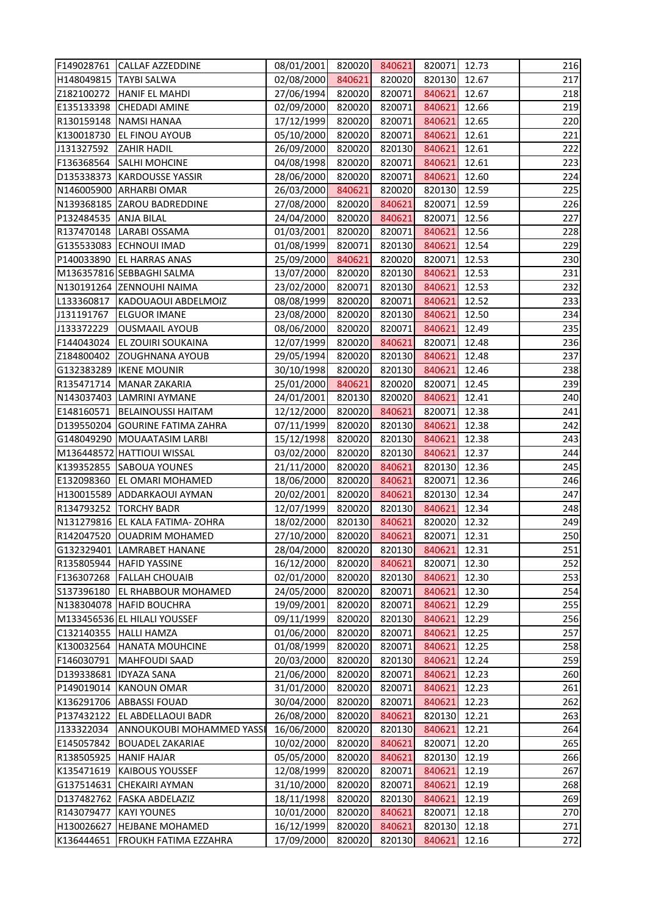| | | | | | | | |
|---|---|---|---|---|---|---|---|
| F149028761 | CALLAF AZZEDDINE | 08/01/2001 | 820020 | 840621 | 820071 | 12.73 | 216 |
| H148049815 | TAYBI SALWA | 02/08/2000 | 840621 | 820020 | 820130 | 12.67 | 217 |
| Z182100272 | HANIF EL MAHDI | 27/06/1994 | 820020 | 820071 | 840621 | 12.67 | 218 |
| E135133398 | CHEDADI AMINE | 02/09/2000 | 820020 | 820071 | 840621 | 12.66 | 219 |
| R130159148 | NAMSI HANAA | 17/12/1999 | 820020 | 820071 | 840621 | 12.65 | 220 |
| K130018730 | EL FINOU AYOUB | 05/10/2000 | 820020 | 820071 | 840621 | 12.61 | 221 |
| J131327592 | ZAHIR HADIL | 26/09/2000 | 820020 | 820130 | 840621 | 12.61 | 222 |
| F136368564 | SALHI MOHCINE | 04/08/1998 | 820020 | 820071 | 840621 | 12.61 | 223 |
| D135338373 | KARDOUSSE YASSIR | 28/06/2000 | 820020 | 820071 | 840621 | 12.60 | 224 |
| N146005900 | ARHARBI OMAR | 26/03/2000 | 840621 | 820020 | 820130 | 12.59 | 225 |
| N139368185 | ZAROU BADREDDINE | 27/08/2000 | 820020 | 840621 | 820071 | 12.59 | 226 |
| P132484535 | ANJA BILAL | 24/04/2000 | 820020 | 840621 | 820071 | 12.56 | 227 |
| R137470148 | LARABI OSSAMA | 01/03/2001 | 820020 | 820071 | 840621 | 12.56 | 228 |
| G135533083 | ECHNOUI IMAD | 01/08/1999 | 820071 | 820130 | 840621 | 12.54 | 229 |
| P140033890 | EL HARRAS ANAS | 25/09/2000 | 840621 | 820020 | 820071 | 12.53 | 230 |
| M136357816 | SEBBAGHI SALMA | 13/07/2000 | 820020 | 820130 | 840621 | 12.53 | 231 |
| N130191264 | ZENNOUHI NAIMA | 23/02/2000 | 820071 | 820130 | 840621 | 12.53 | 232 |
| L133360817 | KADOUAOUI ABDELMOIZ | 08/08/1999 | 820020 | 820071 | 840621 | 12.52 | 233 |
| J131191767 | ELGUOR IMANE | 23/08/2000 | 820020 | 820130 | 840621 | 12.50 | 234 |
| J133372229 | OUSMAAIL AYOUB | 08/06/2000 | 820020 | 820071 | 840621 | 12.49 | 235 |
| F144043024 | EL ZOUIRI SOUKAINA | 12/07/1999 | 820020 | 840621 | 820071 | 12.48 | 236 |
| Z184800402 | ZOUGHNANA AYOUB | 29/05/1994 | 820020 | 820130 | 840621 | 12.48 | 237 |
| G132383289 | IKENE MOUNIR | 30/10/1998 | 820020 | 820130 | 840621 | 12.46 | 238 |
| R135471714 | MANAR ZAKARIA | 25/01/2000 | 840621 | 820020 | 820071 | 12.45 | 239 |
| N143037403 | LAMRINI AYMANE | 24/01/2001 | 820130 | 820020 | 840621 | 12.41 | 240 |
| E148160571 | BELAINOUSSI HAITAM | 12/12/2000 | 820020 | 840621 | 820071 | 12.38 | 241 |
| D139550204 | GOURINE FATIMA ZAHRA | 07/11/1999 | 820020 | 820130 | 840621 | 12.38 | 242 |
| G148049290 | MOUAATASIM LARBI | 15/12/1998 | 820020 | 820130 | 840621 | 12.38 | 243 |
| M136448572 | HATTIOUI WISSAL | 03/02/2000 | 820020 | 820130 | 840621 | 12.37 | 244 |
| K139352855 | SABOUA YOUNES | 21/11/2000 | 820020 | 840621 | 820130 | 12.36 | 245 |
| E132098360 | EL OMARI MOHAMED | 18/06/2000 | 820020 | 840621 | 820071 | 12.36 | 246 |
| H130015589 | ADDARKAOUI AYMAN | 20/02/2001 | 820020 | 840621 | 820130 | 12.34 | 247 |
| R134793252 | TORCHY BADR | 12/07/1999 | 820020 | 820130 | 840621 | 12.34 | 248 |
| N131279816 | EL KALA FATIMA- ZOHRA | 18/02/2000 | 820130 | 840621 | 820020 | 12.32 | 249 |
| R142047520 | OUADRIM MOHAMED | 27/10/2000 | 820020 | 840621 | 820071 | 12.31 | 250 |
| G132329401 | LAMRABET HANANE | 28/04/2000 | 820020 | 820130 | 840621 | 12.31 | 251 |
| R135805944 | HAFID YASSINE | 16/12/2000 | 820020 | 840621 | 820071 | 12.30 | 252 |
| F136307268 | FALLAH CHOUAIB | 02/01/2000 | 820020 | 820130 | 840621 | 12.30 | 253 |
| S137396180 | EL RHABBOUR MOHAMED | 24/05/2000 | 820020 | 820071 | 840621 | 12.30 | 254 |
| N138304078 | HAFID BOUCHRA | 19/09/2001 | 820020 | 820071 | 840621 | 12.29 | 255 |
| M133456536 | EL HILALI YOUSSEF | 09/11/1999 | 820020 | 820130 | 840621 | 12.29 | 256 |
| C132140355 | HALLI HAMZA | 01/06/2000 | 820020 | 820071 | 840621 | 12.25 | 257 |
| K130032564 | HANATA MOUHCINE | 01/08/1999 | 820020 | 820071 | 840621 | 12.25 | 258 |
| F146030791 | MAHFOUDI SAAD | 20/03/2000 | 820020 | 820130 | 840621 | 12.24 | 259 |
| D139338681 | IDYAZA SANA | 21/06/2000 | 820020 | 820071 | 840621 | 12.23 | 260 |
| P149019014 | KANOUN OMAR | 31/01/2000 | 820020 | 820071 | 840621 | 12.23 | 261 |
| K136291706 | ABBASSI FOUAD | 30/04/2000 | 820020 | 820071 | 840621 | 12.23 | 262 |
| P137432122 | EL ABDELLAOUI BADR | 26/08/2000 | 820020 | 840621 | 820130 | 12.21 | 263 |
| J133322034 | ANNOUKOUBI MOHAMMED YASSI | 16/06/2000 | 820020 | 820130 | 840621 | 12.21 | 264 |
| E145057842 | BOUADEL ZAKARIAE | 10/02/2000 | 820020 | 840621 | 820071 | 12.20 | 265 |
| R138505925 | HANIF HAJAR | 05/05/2000 | 820020 | 840621 | 820130 | 12.19 | 266 |
| K135471619 | KAIBOUS YOUSSEF | 12/08/1999 | 820020 | 820071 | 840621 | 12.19 | 267 |
| G137514631 | CHEKAIRI AYMAN | 31/10/2000 | 820020 | 820071 | 840621 | 12.19 | 268 |
| D137482762 | FASKA ABDELAZIZ | 18/11/1998 | 820020 | 820130 | 840621 | 12.19 | 269 |
| R143079477 | KAYI YOUNES | 10/01/2000 | 820020 | 840621 | 820071 | 12.18 | 270 |
| H130026627 | HEJBANE MOHAMED | 16/12/1999 | 820020 | 840621 | 820130 | 12.18 | 271 |
| K136444651 | FROUKH FATIMA EZZAHRA | 17/09/2000 | 820020 | 820130 | 840621 | 12.16 | 272 |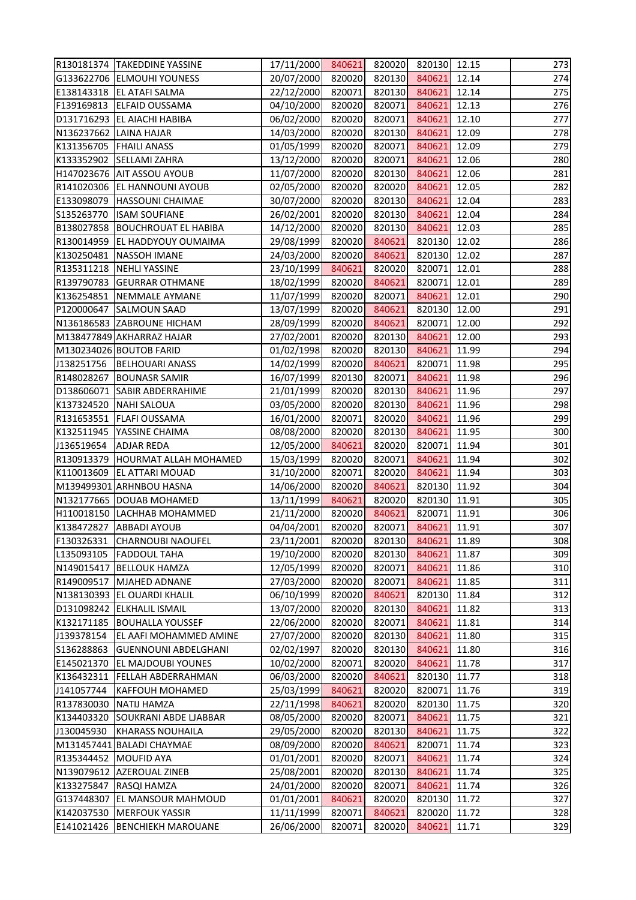| | | | | | | | |
|---|---|---|---|---|---|---|---|
| R130181374 | TAKEDDINE YASSINE | 17/11/2000 | 840621 | 820020 | 820130 | 12.15 | 273 |
| G133622706 | ELMOUHI YOUNESS | 20/07/2000 | 820020 | 820130 | 840621 | 12.14 | 274 |
| E138143318 | EL ATAFI SALMA | 22/12/2000 | 820071 | 820130 | 840621 | 12.14 | 275 |
| F139169813 | ELFAID OUSSAMA | 04/10/2000 | 820020 | 820071 | 840621 | 12.13 | 276 |
| D131716293 | EL AIACHI HABIBA | 06/02/2000 | 820020 | 820071 | 840621 | 12.10 | 277 |
| N136237662 | LAINA HAJAR | 14/03/2000 | 820020 | 820130 | 840621 | 12.09 | 278 |
| K131356705 | FHAILI ANASS | 01/05/1999 | 820020 | 820071 | 840621 | 12.09 | 279 |
| K133352902 | SELLAMI ZAHRA | 13/12/2000 | 820020 | 820071 | 840621 | 12.06 | 280 |
| H147023676 | AIT ASSOU AYOUB | 11/07/2000 | 820020 | 820130 | 840621 | 12.06 | 281 |
| R141020306 | EL HANNOUNI AYOUB | 02/05/2000 | 820020 | 820020 | 840621 | 12.05 | 282 |
| E133098079 | HASSOUNI CHAIMAE | 30/07/2000 | 820020 | 820130 | 840621 | 12.04 | 283 |
| S135263770 | ISAM SOUFIANE | 26/02/2001 | 820020 | 820130 | 840621 | 12.04 | 284 |
| B138027858 | BOUCHROUAT EL HABIBA | 14/12/2000 | 820020 | 820130 | 840621 | 12.03 | 285 |
| R130014959 | EL HADDYOUY OUMAIMA | 29/08/1999 | 820020 | 840621 | 820130 | 12.02 | 286 |
| K130250481 | NASSOH IMANE | 24/03/2000 | 820020 | 840621 | 820130 | 12.02 | 287 |
| R135311218 | NEHLI YASSINE | 23/10/1999 | 840621 | 820020 | 820071 | 12.01 | 288 |
| R139790783 | GEURRAR OTHMANE | 18/02/1999 | 820020 | 840621 | 820071 | 12.01 | 289 |
| K136254851 | NEMMALE AYMANE | 11/07/1999 | 820020 | 820071 | 840621 | 12.01 | 290 |
| P120000647 | SALMOUN SAAD | 13/07/1999 | 820020 | 840621 | 820130 | 12.00 | 291 |
| N136186583 | ZABROUNE HICHAM | 28/09/1999 | 820020 | 840621 | 820071 | 12.00 | 292 |
| M138477849 | AKHARRAZ HAJAR | 27/02/2001 | 820020 | 820130 | 840621 | 12.00 | 293 |
| M130234026 | BOUTOB FARID | 01/02/1998 | 820020 | 820130 | 840621 | 11.99 | 294 |
| J138251756 | BELHOUARI ANASS | 14/02/1999 | 820020 | 840621 | 820071 | 11.98 | 295 |
| R148028267 | BOUNASR SAMIR | 16/07/1999 | 820130 | 820071 | 840621 | 11.98 | 296 |
| D138606071 | SABIR ABDERRAHIME | 21/01/1999 | 820020 | 820130 | 840621 | 11.96 | 297 |
| K137324520 | NAHI SALOUA | 03/05/2000 | 820020 | 820130 | 840621 | 11.96 | 298 |
| R131653551 | FLAFI OUSSAMA | 16/01/2000 | 820071 | 820020 | 840621 | 11.96 | 299 |
| K132511945 | YASSINE CHAIMA | 08/08/2000 | 820020 | 820130 | 840621 | 11.95 | 300 |
| J136519654 | ADJAR REDA | 12/05/2000 | 840621 | 820020 | 820071 | 11.94 | 301 |
| R130913379 | HOURMAT ALLAH MOHAMED | 15/03/1999 | 820020 | 820071 | 840621 | 11.94 | 302 |
| K110013609 | EL ATTARI MOUAD | 31/10/2000 | 820071 | 820020 | 840621 | 11.94 | 303 |
| M139499301 | ARHNBOU HASNA | 14/06/2000 | 820020 | 840621 | 820130 | 11.92 | 304 |
| N132177665 | DOUAB MOHAMED | 13/11/1999 | 840621 | 820020 | 820130 | 11.91 | 305 |
| H110018150 | LACHHAB MOHAMMED | 21/11/2000 | 820020 | 840621 | 820071 | 11.91 | 306 |
| K138472827 | ABBADI AYOUB | 04/04/2001 | 820020 | 820071 | 840621 | 11.91 | 307 |
| F130326331 | CHARNOUBI NAOUFEL | 23/11/2001 | 820020 | 820130 | 840621 | 11.89 | 308 |
| L135093105 | FADDOUL TAHA | 19/10/2000 | 820020 | 820130 | 840621 | 11.87 | 309 |
| N149015417 | BELLOUK HAMZA | 12/05/1999 | 820020 | 820071 | 840621 | 11.86 | 310 |
| R149009517 | MJAHED ADNANE | 27/03/2000 | 820020 | 820071 | 840621 | 11.85 | 311 |
| N138130393 | EL OUARDI KHALIL | 06/10/1999 | 820020 | 840621 | 820130 | 11.84 | 312 |
| D131098242 | ELKHALIL ISMAIL | 13/07/2000 | 820020 | 820130 | 840621 | 11.82 | 313 |
| K132171185 | BOUHALLA YOUSSEF | 22/06/2000 | 820020 | 820071 | 840621 | 11.81 | 314 |
| J139378154 | EL AAFI MOHAMMED AMINE | 27/07/2000 | 820020 | 820130 | 840621 | 11.80 | 315 |
| S136288863 | GUENNOUNI ABDELGHANI | 02/02/1997 | 820020 | 820130 | 840621 | 11.80 | 316 |
| E145021370 | EL MAJDOUBI YOUNES | 10/02/2000 | 820071 | 820020 | 840621 | 11.78 | 317 |
| K136432311 | FELLAH ABDERRAHMAN | 06/03/2000 | 820020 | 840621 | 820130 | 11.77 | 318 |
| J141057744 | KAFFOUH MOHAMED | 25/03/1999 | 840621 | 820020 | 820071 | 11.76 | 319 |
| R137830030 | NATIJ HAMZA | 22/11/1998 | 840621 | 820020 | 820130 | 11.75 | 320 |
| K134403320 | SOUKRANI ABDE LJABBAR | 08/05/2000 | 820020 | 820071 | 840621 | 11.75 | 321 |
| J130045930 | KHARASS NOUHAILA | 29/05/2000 | 820020 | 820130 | 840621 | 11.75 | 322 |
| M131457441 | BALADI CHAYMAE | 08/09/2000 | 820020 | 840621 | 820071 | 11.74 | 323 |
| R135344452 | MOUFID AYA | 01/01/2001 | 820020 | 820071 | 840621 | 11.74 | 324 |
| N139079612 | AZEROUAL ZINEB | 25/08/2001 | 820020 | 820130 | 840621 | 11.74 | 325 |
| K133275847 | RASQI HAMZA | 24/01/2000 | 820020 | 820071 | 840621 | 11.74 | 326 |
| G137448307 | EL MANSOUR MAHMOUD | 01/01/2001 | 840621 | 820020 | 820130 | 11.72 | 327 |
| K142037530 | MERFOUK YASSIR | 11/11/1999 | 820071 | 840621 | 820020 | 11.72 | 328 |
| E141021426 | BENCHIEKH MAROUANE | 26/06/2000 | 820071 | 820020 | 840621 | 11.71 | 329 |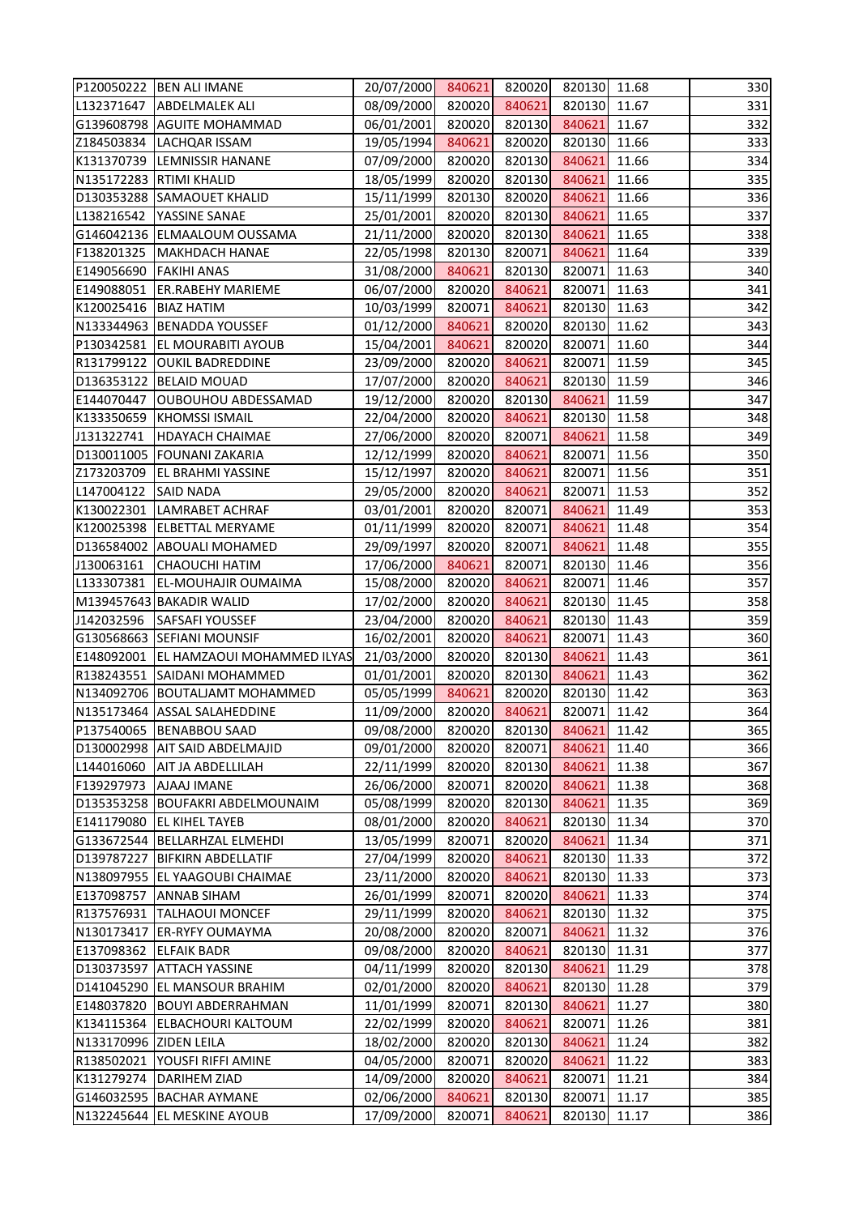| | | | | | | | |
|---|---|---|---|---|---|---|---|
| P120050222 | BEN ALI IMANE | 20/07/2000 | 840621 | 820020 | 820130 | 11.68 | 330 |
| L132371647 | ABDELMALEK ALI | 08/09/2000 | 820020 | 840621 | 820130 | 11.67 | 331 |
| G139608798 | AGUITE MOHAMMAD | 06/01/2001 | 820020 | 820130 | 840621 | 11.67 | 332 |
| Z184503834 | LACHQAR ISSAM | 19/05/1994 | 840621 | 820020 | 820130 | 11.66 | 333 |
| K131370739 | LEMNISSIR HANANE | 07/09/2000 | 820020 | 820130 | 840621 | 11.66 | 334 |
| N135172283 | RTIMI KHALID | 18/05/1999 | 820020 | 820130 | 840621 | 11.66 | 335 |
| D130353288 | SAMAOUET KHALID | 15/11/1999 | 820130 | 820020 | 840621 | 11.66 | 336 |
| L138216542 | YASSINE SANAE | 25/01/2001 | 820020 | 820130 | 840621 | 11.65 | 337 |
| G146042136 | ELMAALOUM OUSSAMA | 21/11/2000 | 820020 | 820130 | 840621 | 11.65 | 338 |
| F138201325 | MAKHDACH HANAE | 22/05/1998 | 820130 | 820071 | 840621 | 11.64 | 339 |
| E149056690 | FAKIHI ANAS | 31/08/2000 | 840621 | 820130 | 820071 | 11.63 | 340 |
| E149088051 | ER.RABEHY MARIEME | 06/07/2000 | 820020 | 840621 | 820071 | 11.63 | 341 |
| K120025416 | BIAZ HATIM | 10/03/1999 | 820071 | 840621 | 820130 | 11.63 | 342 |
| N133344963 | BENADDA YOUSSEF | 01/12/2000 | 840621 | 820020 | 820130 | 11.62 | 343 |
| P130342581 | EL MOURABITI AYOUB | 15/04/2001 | 840621 | 820020 | 820071 | 11.60 | 344 |
| R131799122 | OUKIL BADREDDINE | 23/09/2000 | 820020 | 840621 | 820071 | 11.59 | 345 |
| D136353122 | BELAID MOUAD | 17/07/2000 | 820020 | 840621 | 820130 | 11.59 | 346 |
| E144070447 | OUBOUHOU ABDESSAMAD | 19/12/2000 | 820020 | 820130 | 840621 | 11.59 | 347 |
| K133350659 | KHOMSSI ISMAIL | 22/04/2000 | 820020 | 840621 | 820130 | 11.58 | 348 |
| J131322741 | HDAYACH CHAIMAE | 27/06/2000 | 820020 | 820071 | 840621 | 11.58 | 349 |
| D130011005 | FOUNANI ZAKARIA | 12/12/1999 | 820020 | 840621 | 820071 | 11.56 | 350 |
| Z173203709 | EL BRAHMI YASSINE | 15/12/1997 | 820020 | 840621 | 820071 | 11.56 | 351 |
| L147004122 | SAID NADA | 29/05/2000 | 820020 | 840621 | 820071 | 11.53 | 352 |
| K130022301 | LAMRABET ACHRAF | 03/01/2001 | 820020 | 820071 | 840621 | 11.49 | 353 |
| K120025398 | ELBETTAL MERYAME | 01/11/1999 | 820020 | 820071 | 840621 | 11.48 | 354 |
| D136584002 | ABOUALI MOHAMED | 29/09/1997 | 820020 | 820071 | 840621 | 11.48 | 355 |
| J130063161 | CHAOUCHI HATIM | 17/06/2000 | 840621 | 820071 | 820130 | 11.46 | 356 |
| L133307381 | EL-MOUHAJIR OUMAIMA | 15/08/2000 | 820020 | 840621 | 820071 | 11.46 | 357 |
| M139457643 | BAKADIR WALID | 17/02/2000 | 820020 | 840621 | 820130 | 11.45 | 358 |
| J142032596 | SAFSAFI YOUSSEF | 23/04/2000 | 820020 | 840621 | 820130 | 11.43 | 359 |
| G130568663 | SEFIANI MOUNSIF | 16/02/2001 | 820020 | 840621 | 820071 | 11.43 | 360 |
| E148092001 | EL HAMZAOUI MOHAMMED ILYAS | 21/03/2000 | 820020 | 820130 | 840621 | 11.43 | 361 |
| R138243551 | SAIDANI MOHAMMED | 01/01/2001 | 820020 | 820130 | 840621 | 11.43 | 362 |
| N134092706 | BOUTALJAMT MOHAMMED | 05/05/1999 | 840621 | 820020 | 820130 | 11.42 | 363 |
| N135173464 | ASSAL SALAHEDDINE | 11/09/2000 | 820020 | 840621 | 820071 | 11.42 | 364 |
| P137540065 | BENABBOU SAAD | 09/08/2000 | 820020 | 820130 | 840621 | 11.42 | 365 |
| D130002998 | AIT SAID ABDELMAJID | 09/01/2000 | 820020 | 820071 | 840621 | 11.40 | 366 |
| L144016060 | AIT JA ABDELLILAH | 22/11/1999 | 820020 | 820130 | 840621 | 11.38 | 367 |
| F139297973 | AJAAJ IMANE | 26/06/2000 | 820071 | 820020 | 840621 | 11.38 | 368 |
| D135353258 | BOUFAKRI ABDELMOUNAIM | 05/08/1999 | 820020 | 820130 | 840621 | 11.35 | 369 |
| E141179080 | EL KIHEL TAYEB | 08/01/2000 | 820020 | 840621 | 820130 | 11.34 | 370 |
| G133672544 | BELLARHZAL ELMEHDI | 13/05/1999 | 820071 | 820020 | 840621 | 11.34 | 371 |
| D139787227 | BIFKIRN ABDELLATIF | 27/04/1999 | 820020 | 840621 | 820130 | 11.33 | 372 |
| N138097955 | EL YAAGOUBI CHAIMAE | 23/11/2000 | 820020 | 840621 | 820130 | 11.33 | 373 |
| E137098757 | ANNAB SIHAM | 26/01/1999 | 820071 | 820020 | 840621 | 11.33 | 374 |
| R137576931 | TALHAOUI MONCEF | 29/11/1999 | 820020 | 840621 | 820130 | 11.32 | 375 |
| N130173417 | ER-RYFY OUMAYMA | 20/08/2000 | 820020 | 820071 | 840621 | 11.32 | 376 |
| E137098362 | ELFAIK BADR | 09/08/2000 | 820020 | 840621 | 820130 | 11.31 | 377 |
| D130373597 | ATTACH YASSINE | 04/11/1999 | 820020 | 820130 | 840621 | 11.29 | 378 |
| D141045290 | EL MANSOUR BRAHIM | 02/01/2000 | 820020 | 840621 | 820130 | 11.28 | 379 |
| E148037820 | BOUYI ABDERRAHMAN | 11/01/1999 | 820071 | 820130 | 840621 | 11.27 | 380 |
| K134115364 | ELBACHOURI KALTOUM | 22/02/1999 | 820020 | 840621 | 820071 | 11.26 | 381 |
| N133170996 | ZIDEN LEILA | 18/02/2000 | 820020 | 820130 | 840621 | 11.24 | 382 |
| R138502021 | YOUSFI RIFFI AMINE | 04/05/2000 | 820071 | 820020 | 840621 | 11.22 | 383 |
| K131279274 | DARIHEM ZIAD | 14/09/2000 | 820020 | 840621 | 820071 | 11.21 | 384 |
| G146032595 | BACHAR AYMANE | 02/06/2000 | 840621 | 820130 | 820071 | 11.17 | 385 |
| N132245644 | EL MESKINE AYOUB | 17/09/2000 | 820071 | 840621 | 820130 | 11.17 | 386 |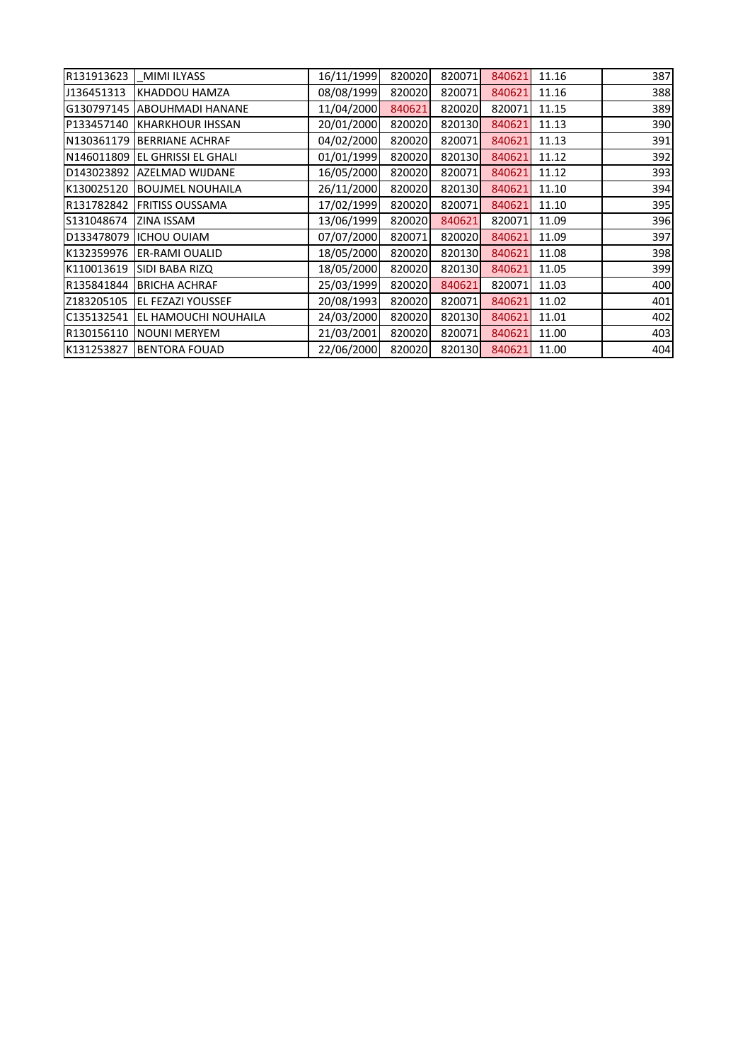| | | | | | | | | |
|---|---|---|---|---|---|---|---|---|
| R131913623 | _MIMI ILYASS | 16/11/1999 | 820020 | 820071 | 840621 | 11.16 | | 387 |
| J136451313 | KHADDOU HAMZA | 08/08/1999 | 820020 | 820071 | 840621 | 11.16 | | 388 |
| G130797145 | ABOUHMADI HANANE | 11/04/2000 | 840621 | 820020 | 820071 | 11.15 | | 389 |
| P133457140 | KHARKHOUR IHSSAN | 20/01/2000 | 820020 | 820130 | 840621 | 11.13 | | 390 |
| N130361179 | BERRIANE ACHRAF | 04/02/2000 | 820020 | 820071 | 840621 | 11.13 | | 391 |
| N146011809 | EL GHRISSI EL GHALI | 01/01/1999 | 820020 | 820130 | 840621 | 11.12 | | 392 |
| D143023892 | AZELMAD WIJDANE | 16/05/2000 | 820020 | 820071 | 840621 | 11.12 | | 393 |
| K130025120 | BOUJMEL NOUHAILA | 26/11/2000 | 820020 | 820130 | 840621 | 11.10 | | 394 |
| R131782842 | FRITISS OUSSAMA | 17/02/1999 | 820020 | 820071 | 840621 | 11.10 | | 395 |
| S131048674 | ZINA ISSAM | 13/06/1999 | 820020 | 840621 | 820071 | 11.09 | | 396 |
| D133478079 | ICHOU OUIAM | 07/07/2000 | 820071 | 820020 | 840621 | 11.09 | | 397 |
| K132359976 | ER-RAMI OUALID | 18/05/2000 | 820020 | 820130 | 840621 | 11.08 | | 398 |
| K110013619 | SIDI BABA RIZQ | 18/05/2000 | 820020 | 820130 | 840621 | 11.05 | | 399 |
| R135841844 | BRICHA ACHRAF | 25/03/1999 | 820020 | 840621 | 820071 | 11.03 | | 400 |
| Z183205105 | EL FEZAZI YOUSSEF | 20/08/1993 | 820020 | 820071 | 840621 | 11.02 | | 401 |
| C135132541 | EL HAMOUCHI NOUHAILA | 24/03/2000 | 820020 | 820130 | 840621 | 11.01 | | 402 |
| R130156110 | NOUNI MERYEM | 21/03/2001 | 820020 | 820071 | 840621 | 11.00 | | 403 |
| K131253827 | BENTORA FOUAD | 22/06/2000 | 820020 | 820130 | 840621 | 11.00 | | 404 |